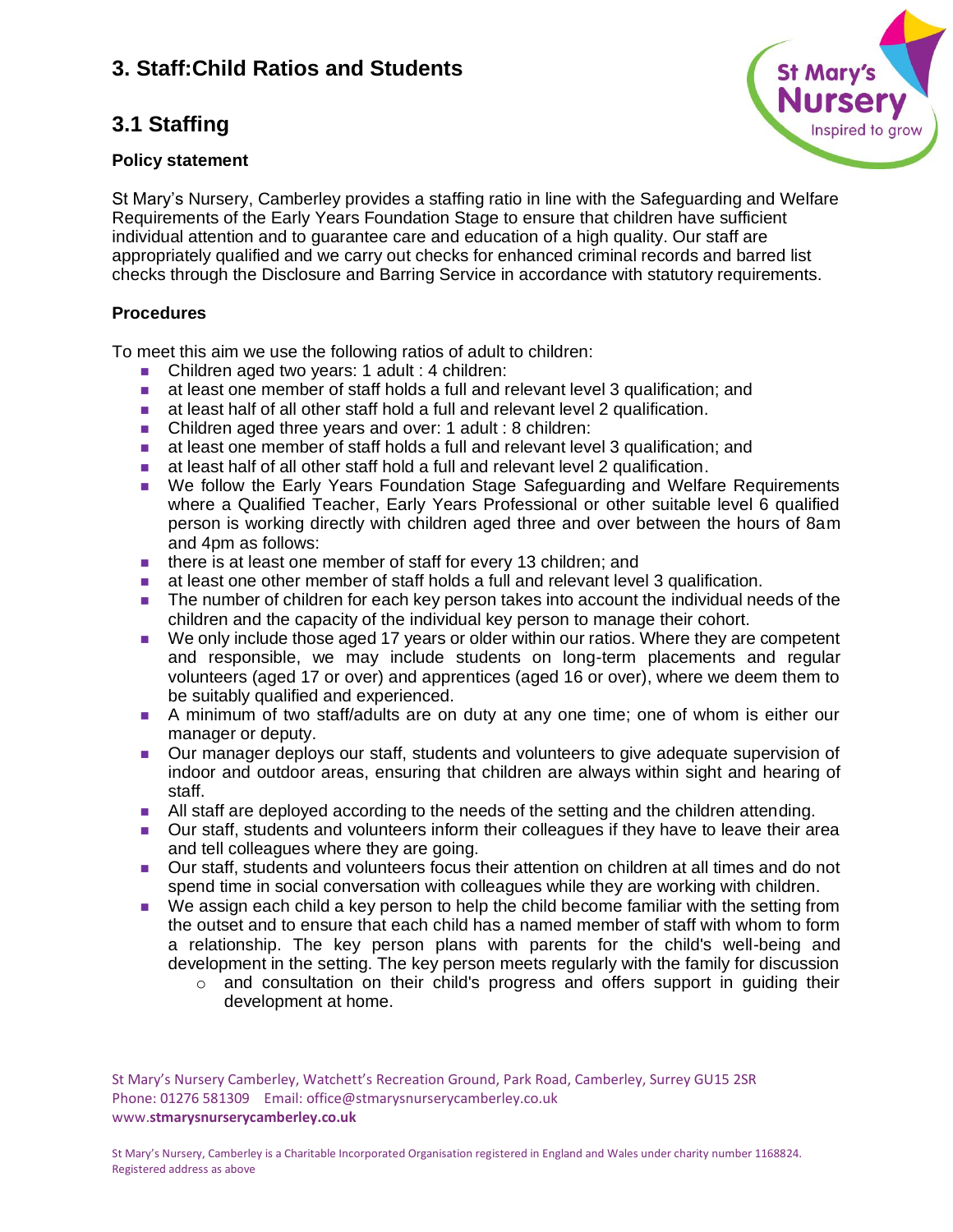# 3. Staff:Child Ratios and Students

## 3.1 Staffing

**Policy statement**

St Mary's Nursery, Camberley provides a staffing ratio in line with the Safeguarding and Welfare Requirements of the Early Years Foundation Stage to ensure that children have sufficient individual attention and to guarantee care and education of a high quality. Our staff are appropriately qualified and we carry out checks for enhanced criminal records and barred list checks through the Disclosure and Barring Service in accordance with statutory requirements.

**Procedures**

To meet this aim we use the following ratios of adult to children:

- Children aged two years: 1 adult : 4 children:
- at least one member of staff holds a full and relevant level 3 qualification; and
- at least half of all other staff hold a full and relevant level 2 qualification.
- Children aged three years and over: 1 adult : 8 children:
- at least one member of staff holds a full and relevant level 3 qualification; and
- at least half of all other staff hold a full and relevant level 2 qualification.
- We follow the Early Years Foundation Stage Safeguarding and Welfare Requirements where a Qualified Teacher, Early Years Professional or other suitable level 6 qualified person is working directly with children aged three and over between the hours of 8am and 4pm as follows:
- there is at least one member of staff for every 13 children; and
- at least one other member of staff holds a full and relevant level 3 qualification.
- The number of children for each key person takes into account the individual needs of the children and the capacity of the individual key person to manage their cohort.
- We only include those aged 17 years or older within our ratios. Where they are competent and responsible, we may include students on long-term placements and regular volunteers (aged 17 or over) and apprentices (aged 16 or over), where we deem them to be suitably qualified and experienced.
- A minimum of two staff/adults are on duty at any one time; one of whom is either our manager or deputy.
- Our manager deploys our staff, students and volunteers to give adequate supervision of indoor and outdoor areas, ensuring that children are always within sight and hearing of staff.
- All staff are deployed according to the needs of the setting and the children attending.
- Our staff, students and volunteers inform their colleagues if they have to leave their area and tell colleagues where they are going.
- Our staff, students and volunteers focus their attention on children at all times and do not spend time in social conversation with colleagues while they are working with children.
- We assign each child a key person to help the child become familiar with the setting from the outset and to ensure that each child has a named member of staff with whom to form a relationship. The key person plans with parents for the child's well-being and development in the setting. The key person meets regularly with the family for discussion
  - and consultation on their child's progress and offers support in guiding their development at home.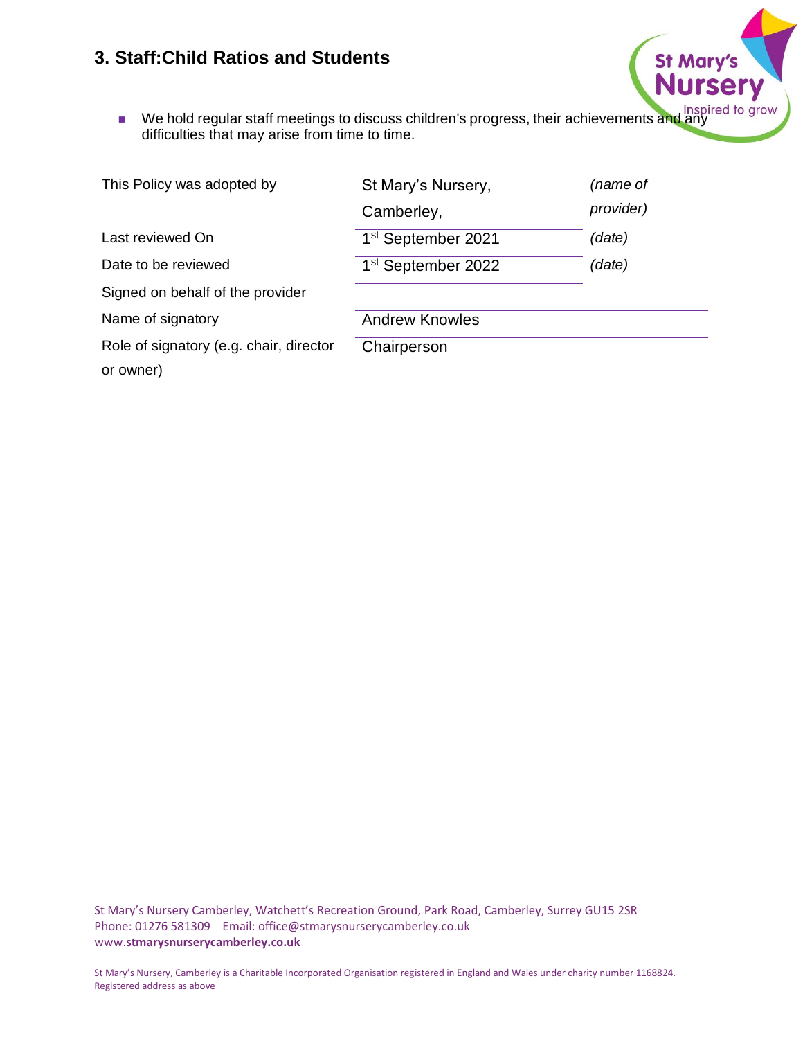## 3. Staff:Child Ratios and Students

- We hold regular staff meetings to discuss children's progress, their achievements and any difficulties that may arise from time to time.

| | | |
|---|---|---|
| This Policy was adopted by | St Mary's Nursery, Camberley, | *(name of provider)* |
| Last reviewed On | 1st September 2021 | *(date)* |
| Date to be reviewed | 1st September 2022 | *(date)* |
| Signed on behalf of the provider | | |
| Name of signatory | Andrew Knowles | |
| Role of signatory (e.g. chair, director or owner) | Chairperson | |

St Mary's Nursery Camberley, Watchett's Recreation Ground, Park Road, Camberley, Surrey GU15 2SR
Phone: 01276 581309 Email: office@stmarysnurserycamberley.co.uk
www.**stmarysnurserycamberley.co.uk**

St Mary's Nursery, Camberley is a Charitable Incorporated Organisation registered in England and Wales under charity number 1168824. Registered address as above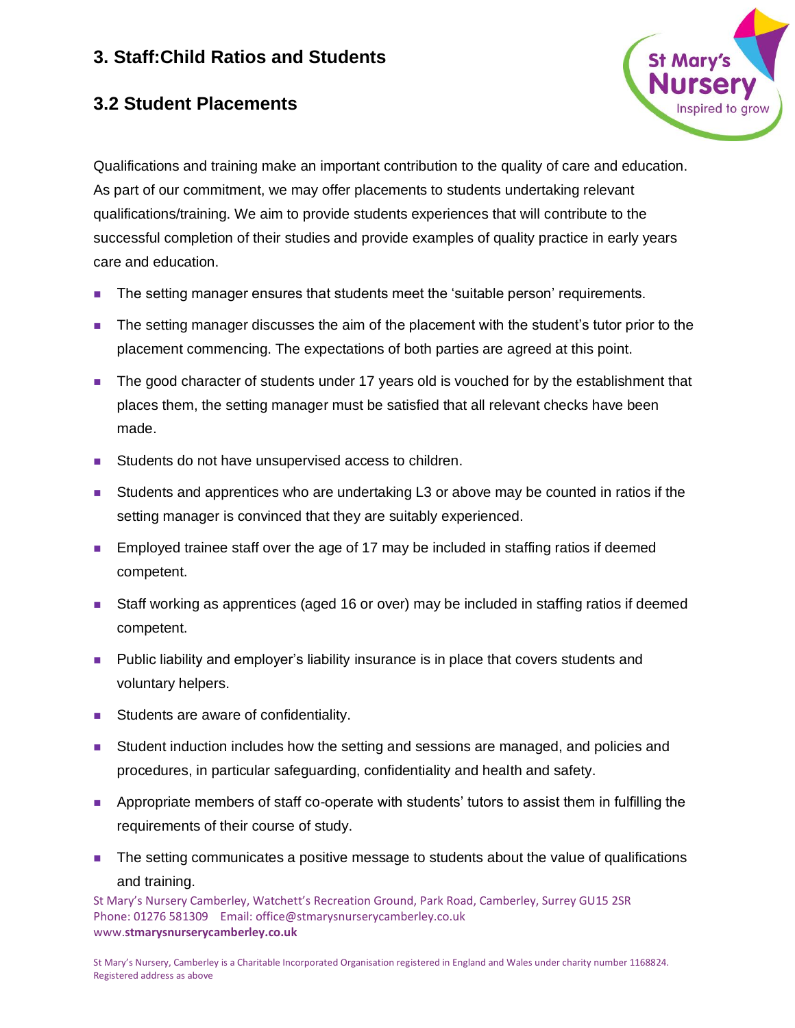## 3. Staff:Child Ratios and Students

### 3.2 Student Placements

Qualifications and training make an important contribution to the quality of care and education. As part of our commitment, we may offer placements to students undertaking relevant qualifications/training. We aim to provide students experiences that will contribute to the successful completion of their studies and provide examples of quality practice in early years care and education.

- The setting manager ensures that students meet the 'suitable person' requirements.
- The setting manager discusses the aim of the placement with the student's tutor prior to the placement commencing. The expectations of both parties are agreed at this point.
- The good character of students under 17 years old is vouched for by the establishment that places them, the setting manager must be satisfied that all relevant checks have been made.
- Students do not have unsupervised access to children.
- Students and apprentices who are undertaking L3 or above may be counted in ratios if the setting manager is convinced that they are suitably experienced.
- Employed trainee staff over the age of 17 may be included in staffing ratios if deemed competent.
- Staff working as apprentices (aged 16 or over) may be included in staffing ratios if deemed competent.
- Public liability and employer's liability insurance is in place that covers students and voluntary helpers.
- Students are aware of confidentiality.
- Student induction includes how the setting and sessions are managed, and policies and procedures, in particular safeguarding, confidentiality and health and safety.
- Appropriate members of staff co-operate with students' tutors to assist them in fulfilling the requirements of their course of study.
- The setting communicates a positive message to students about the value of qualifications and training.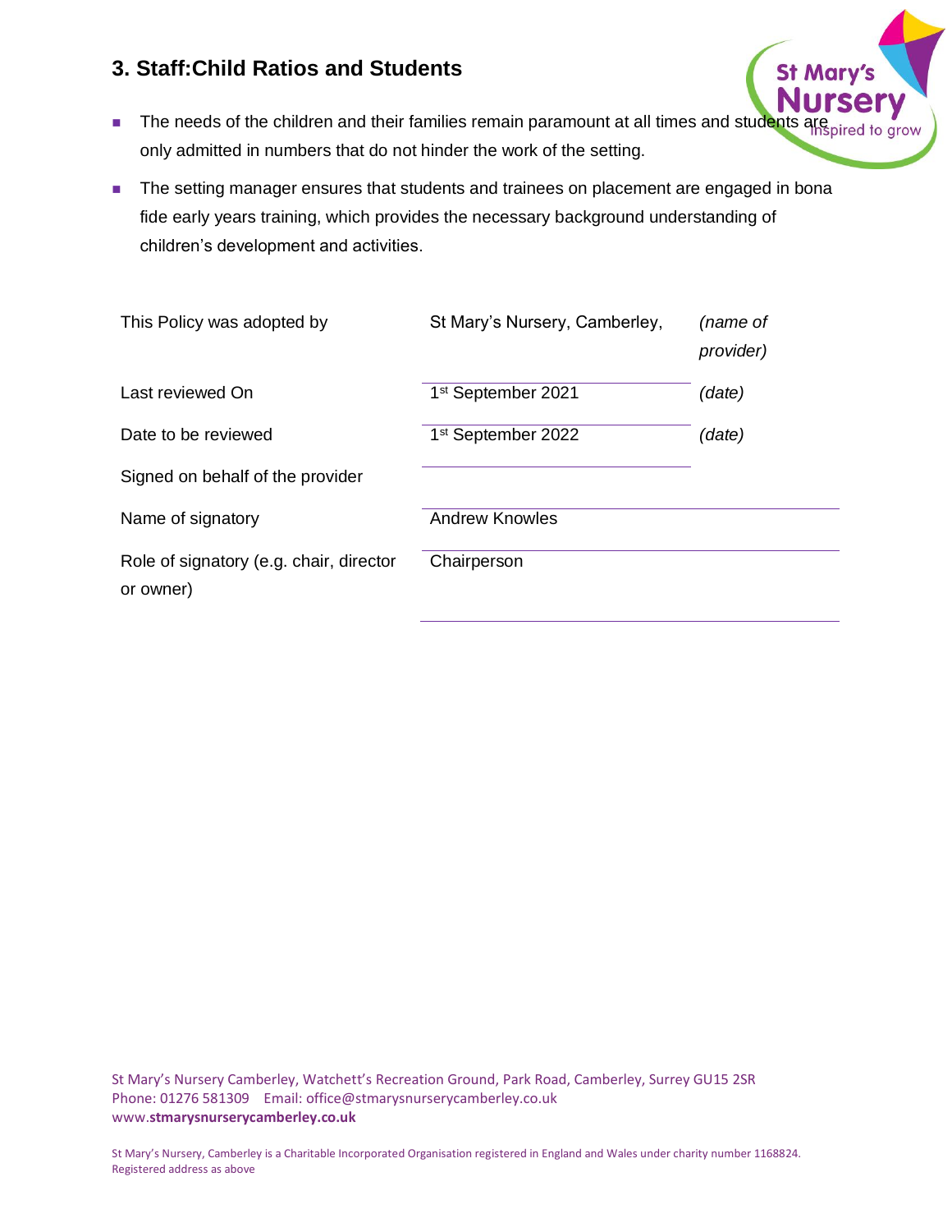## 3. Staff:Child Ratios and Students

- The needs of the children and their families remain paramount at all times and students are only admitted in numbers that do not hinder the work of the setting.
- The setting manager ensures that students and trainees on placement are engaged in bona fide early years training, which provides the necessary background understanding of children's development and activities.

| | | |
|---|---|---|
| This Policy was adopted by | St Mary's Nursery, Camberley, | *(name of provider)* |
| Last reviewed On | 1st September 2021 | *(date)* |
| Date to be reviewed | 1st September 2022 | *(date)* |
| Signed on behalf of the provider | | |
| Name of signatory | Andrew Knowles | |
| Role of signatory (e.g. chair, director or owner) | Chairperson | |

St Mary's Nursery Camberley, Watchett's Recreation Ground, Park Road, Camberley, Surrey GU15 2SR
Phone: 01276 581309 Email: office@stmarysnurserycamberley.co.uk
www.**stmarysnurserycamberley.co.uk**

St Mary's Nursery, Camberley is a Charitable Incorporated Organisation registered in England and Wales under charity number 1168824. Registered address as above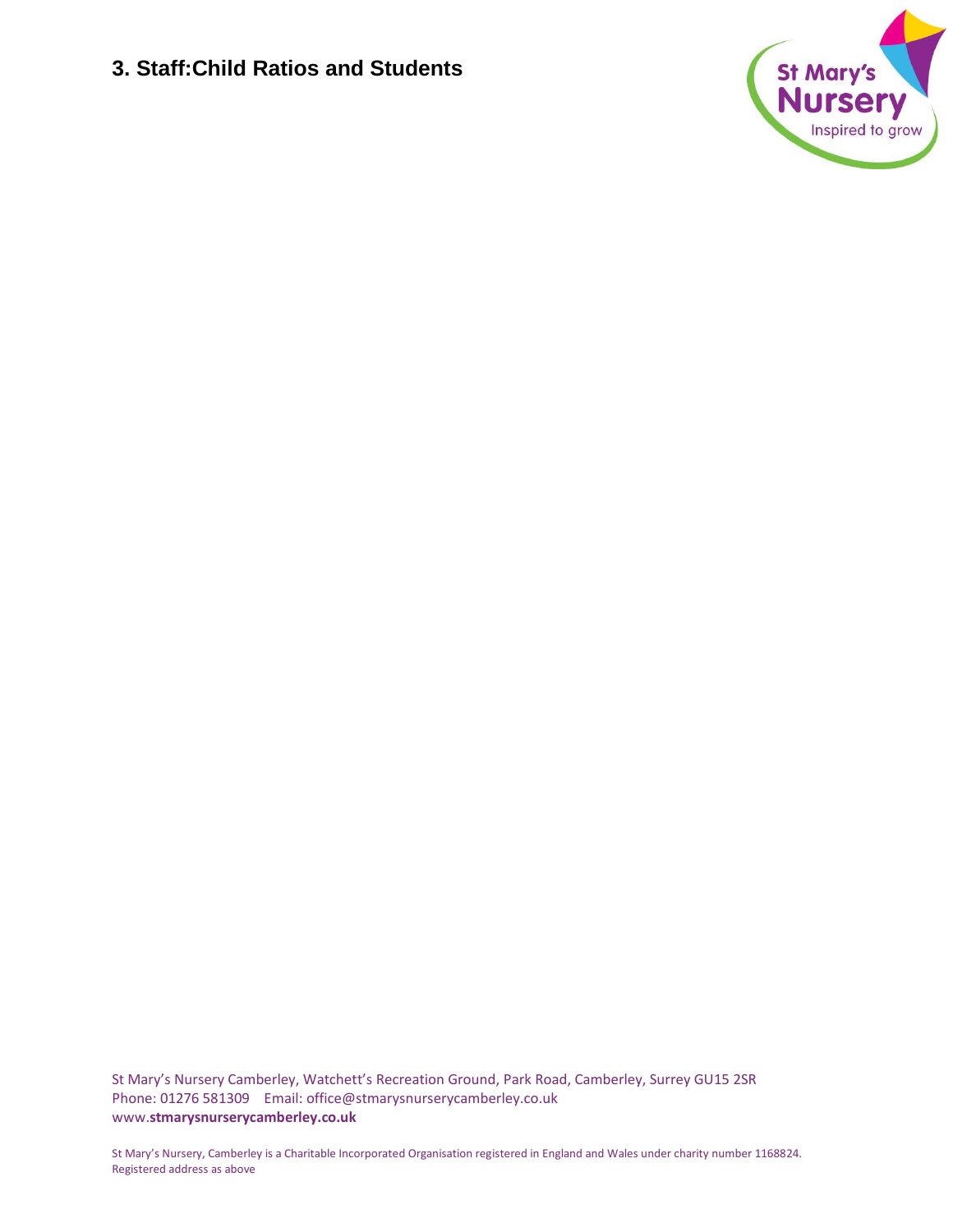## 3. Staff:Child Ratios and Students